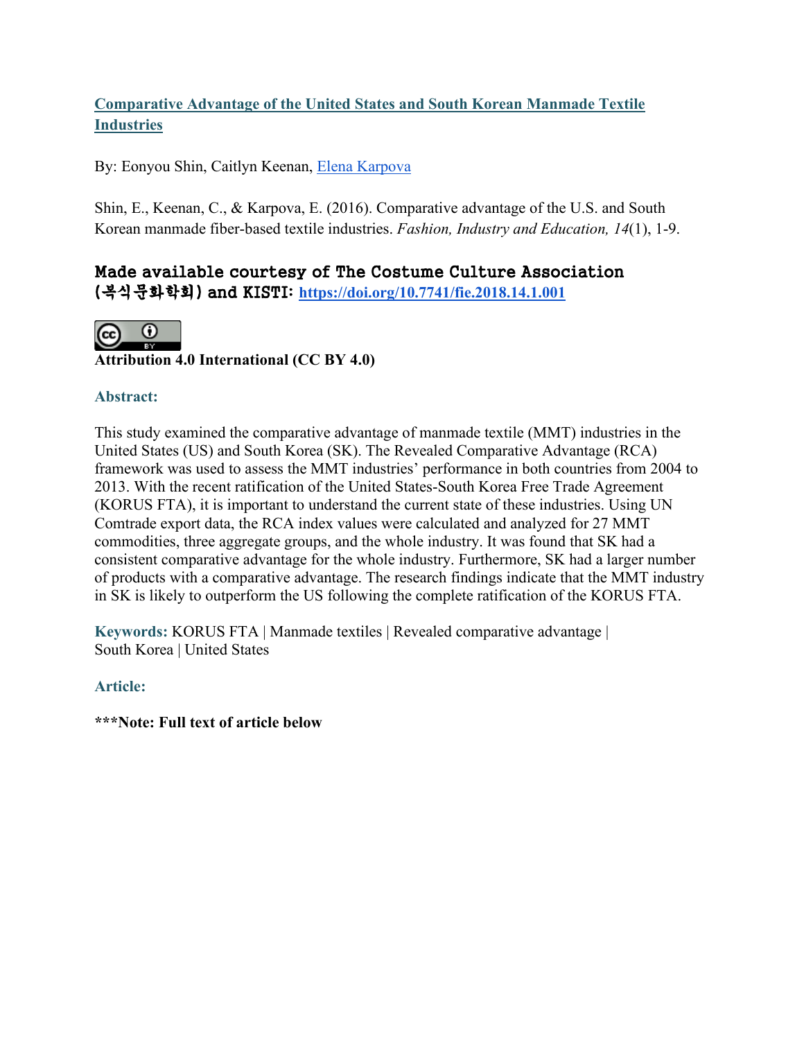# [Comparative Advantage of the United States and South Korean Manmade Textile Industries]

By: Eonyou Shin, Caitlyn Keenan, [Elena Karpova]

Shin, E., Keenan, C., & Karpova, E. (2016). Comparative advantage of the U.S. and South Korean manmade fiber-based textile industries. *Fashion, Industry and Education, 14*(1), 1-9.

### Made available courtesy of The Costume Culture Association (복식문화학회) and KISTI: https://doi.org/10.7741/fie.2018.14.1.001

**Attribution 4.0 International (CC BY 4.0)**

### Abstract:

This study examined the comparative advantage of manmade textile (MMT) industries in the United States (US) and South Korea (SK). The Revealed Comparative Advantage (RCA) framework was used to assess the MMT industries' performance in both countries from 2004 to 2013. With the recent ratification of the United States-South Korea Free Trade Agreement (KORUS FTA), it is important to understand the current state of these industries. Using UN Comtrade export data, the RCA index values were calculated and analyzed for 27 MMT commodities, three aggregate groups, and the whole industry. It was found that SK had a consistent comparative advantage for the whole industry. Furthermore, SK had a larger number of products with a comparative advantage. The research findings indicate that the MMT industry in SK is likely to outperform the US following the complete ratification of the KORUS FTA.

**Keywords:** KORUS FTA | Manmade textiles | Revealed comparative advantage | South Korea | United States

### Article:

**\*\*\*Note: Full text of article below**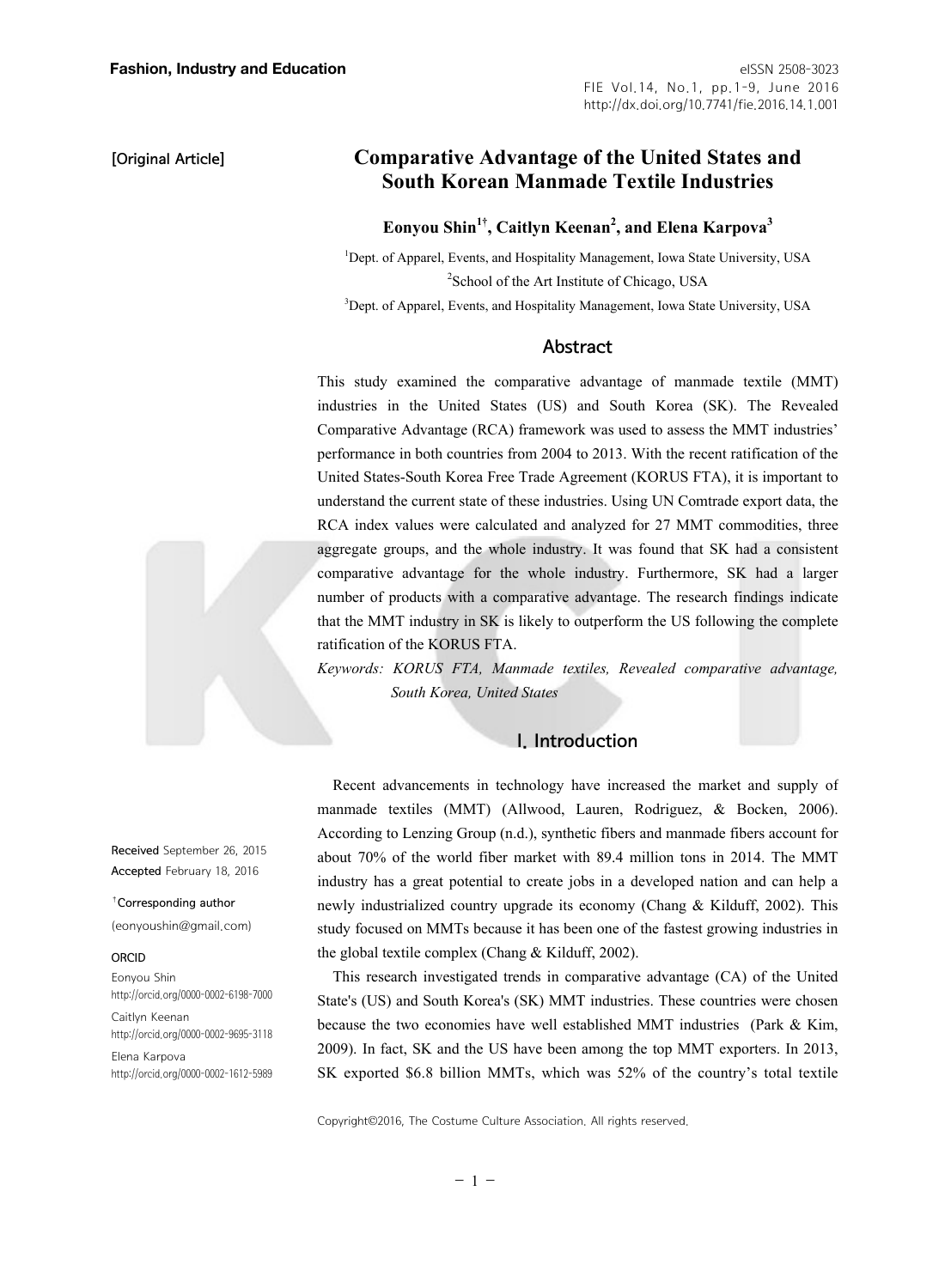[Original Article]

# Comparative Advantage of the United States and South Korean Manmade Textile Industries

**Eonyou Shin[1†], Caitlyn Keenan[2], and Elena Karpova[3]**

[1]Dept. of Apparel, Events, and Hospitality Management, Iowa State University, USA

[2]School of the Art Institute of Chicago, USA

[3]Dept. of Apparel, Events, and Hospitality Management, Iowa State University, USA

## Abstract

This study examined the comparative advantage of manmade textile (MMT) industries in the United States (US) and South Korea (SK). The Revealed Comparative Advantage (RCA) framework was used to assess the MMT industries' performance in both countries from 2004 to 2013. With the recent ratification of the United States-South Korea Free Trade Agreement (KORUS FTA), it is important to understand the current state of these industries. Using UN Comtrade export data, the RCA index values were calculated and analyzed for 27 MMT commodities, three aggregate groups, and the whole industry. It was found that SK had a consistent comparative advantage for the whole industry. Furthermore, SK had a larger number of products with a comparative advantage. The research findings indicate that the MMT industry in SK is likely to outperform the US following the complete ratification of the KORUS FTA.

*Keywords: KORUS FTA, Manmade textiles, Revealed comparative advantage, South Korea, United States*

## I. Introduction

Recent advancements in technology have increased the market and supply of manmade textiles (MMT) (Allwood, Lauren, Rodriguez, & Bocken, 2006). According to Lenzing Group (n.d.), synthetic fibers and manmade fibers account for about 70% of the world fiber market with 89.4 million tons in 2014. The MMT industry has a great potential to create jobs in a developed nation and can help a newly industrialized country upgrade its economy (Chang & Kilduff, 2002). This study focused on MMTs because it has been one of the fastest growing industries in the global textile complex (Chang & Kilduff, 2002).

This research investigated trends in comparative advantage (CA) of the United State's (US) and South Korea's (SK) MMT industries. These countries were chosen because the two economies have well established MMT industries (Park & Kim, 2009). In fact, SK and the US have been among the top MMT exporters. In 2013, SK exported $6.8 billion MMTs, which was 52% of the country's total textile

Received September 26, 2015
Accepted February 18, 2016

†Corresponding author
(eonyoushin@gmail.com)

ORCID
Eonyou Shin
http://orcid.org/0000-0002-6198-7000
Caitlyn Keenan
http://orcid.org/0000-0002-9695-3118
Elena Karpova
http://orcid.org/0000-0002-1612-5989

Copyright©2016, The Costume Culture Association. All rights reserved.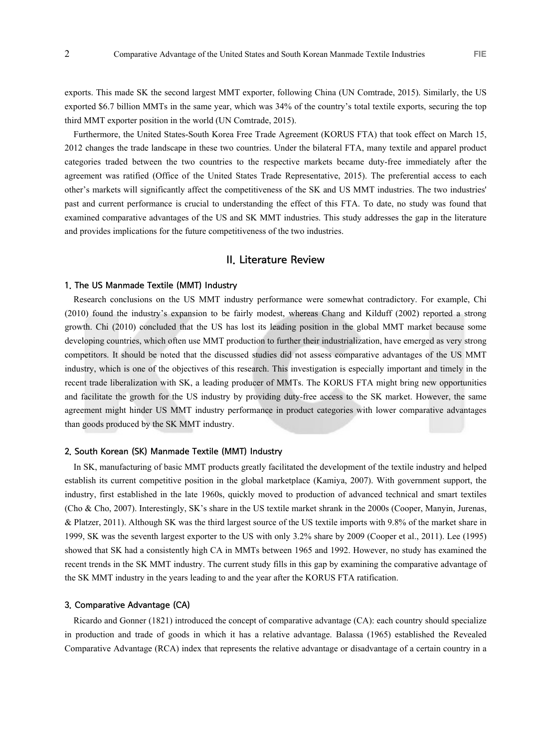exports. This made SK the second largest MMT exporter, following China (UN Comtrade, 2015). Similarly, the US exported $6.7 billion MMTs in the same year, which was 34% of the country's total textile exports, securing the top third MMT exporter position in the world (UN Comtrade, 2015).

Furthermore, the United States-South Korea Free Trade Agreement (KORUS FTA) that took effect on March 15, 2012 changes the trade landscape in these two countries. Under the bilateral FTA, many textile and apparel product categories traded between the two countries to the respective markets became duty-free immediately after the agreement was ratified (Office of the United States Trade Representative, 2015). The preferential access to each other's markets will significantly affect the competitiveness of the SK and US MMT industries. The two industries' past and current performance is crucial to understanding the effect of this FTA. To date, no study was found that examined comparative advantages of the US and SK MMT industries. This study addresses the gap in the literature and provides implications for the future competitiveness of the two industries.

## II. Literature Review

### 1. The US Manmade Textile (MMT) Industry

Research conclusions on the US MMT industry performance were somewhat contradictory. For example, Chi (2010) found the industry's expansion to be fairly modest, whereas Chang and Kilduff (2002) reported a strong growth. Chi (2010) concluded that the US has lost its leading position in the global MMT market because some developing countries, which often use MMT production to further their industrialization, have emerged as very strong competitors. It should be noted that the discussed studies did not assess comparative advantages of the US MMT industry, which is one of the objectives of this research. This investigation is especially important and timely in the recent trade liberalization with SK, a leading producer of MMTs. The KORUS FTA might bring new opportunities and facilitate the growth for the US industry by providing duty-free access to the SK market. However, the same agreement might hinder US MMT industry performance in product categories with lower comparative advantages than goods produced by the SK MMT industry.

### 2. South Korean (SK) Manmade Textile (MMT) Industry

In SK, manufacturing of basic MMT products greatly facilitated the development of the textile industry and helped establish its current competitive position in the global marketplace (Kamiya, 2007). With government support, the industry, first established in the late 1960s, quickly moved to production of advanced technical and smart textiles (Cho & Cho, 2007). Interestingly, SK's share in the US textile market shrank in the 2000s (Cooper, Manyin, Jurenas, & Platzer, 2011). Although SK was the third largest source of the US textile imports with 9.8% of the market share in 1999, SK was the seventh largest exporter to the US with only 3.2% share by 2009 (Cooper et al., 2011). Lee (1995) showed that SK had a consistently high CA in MMTs between 1965 and 1992. However, no study has examined the recent trends in the SK MMT industry. The current study fills in this gap by examining the comparative advantage of the SK MMT industry in the years leading to and the year after the KORUS FTA ratification.

### 3. Comparative Advantage (CA)

Ricardo and Gonner (1821) introduced the concept of comparative advantage (CA): each country should specialize in production and trade of goods in which it has a relative advantage. Balassa (1965) established the Revealed Comparative Advantage (RCA) index that represents the relative advantage or disadvantage of a certain country in a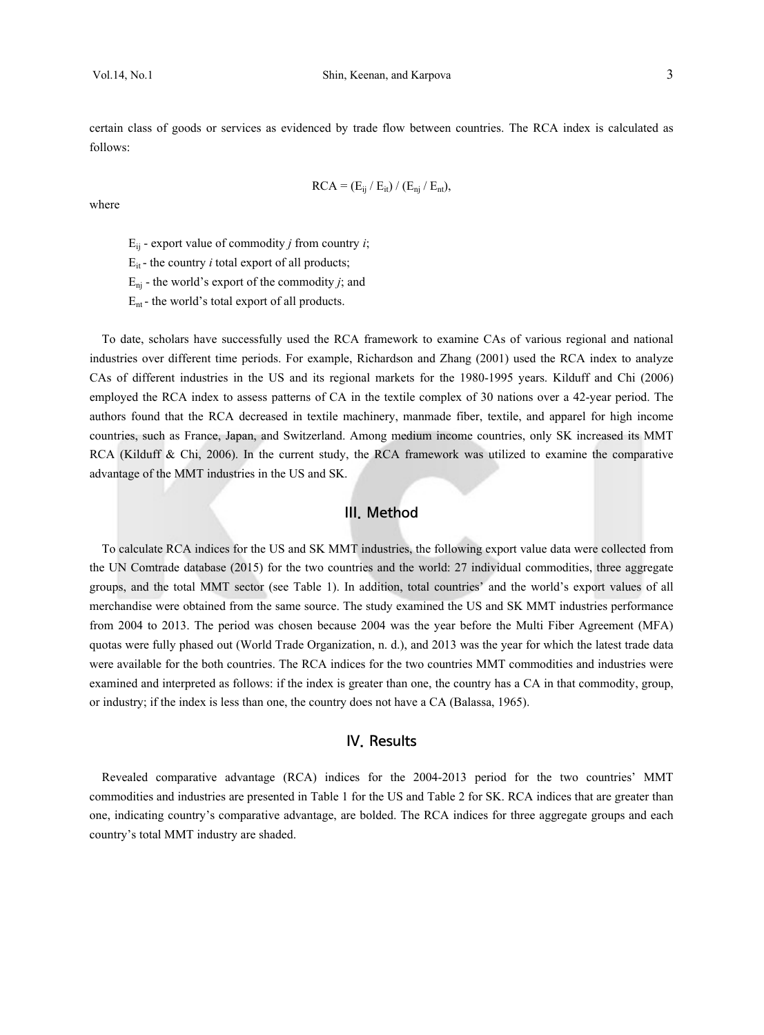certain class of goods or services as evidenced by trade flow between countries. The RCA index is calculated as follows:

$$RCA = (E_{ij} / E_{it}) / (E_{nj} / E_{nt}),$$

where

> $E_{ij}$ - export value of commodity *j* from country *i*;
> $E_{it}$ - the country *i* total export of all products;
> $E_{nj}$ - the world's export of the commodity *j*; and
> $E_{nt}$ - the world's total export of all products.

To date, scholars have successfully used the RCA framework to examine CAs of various regional and national industries over different time periods. For example, Richardson and Zhang (2001) used the RCA index to analyze CAs of different industries in the US and its regional markets for the 1980-1995 years. Kilduff and Chi (2006) employed the RCA index to assess patterns of CA in the textile complex of 30 nations over a 42-year period. The authors found that the RCA decreased in textile machinery, manmade fiber, textile, and apparel for high income countries, such as France, Japan, and Switzerland. Among medium income countries, only SK increased its MMT RCA (Kilduff & Chi, 2006). In the current study, the RCA framework was utilized to examine the comparative advantage of the MMT industries in the US and SK.

## III. Method

To calculate RCA indices for the US and SK MMT industries, the following export value data were collected from the UN Comtrade database (2015) for the two countries and the world: 27 individual commodities, three aggregate groups, and the total MMT sector (see Table 1). In addition, total countries' and the world's export values of all merchandise were obtained from the same source. The study examined the US and SK MMT industries performance from 2004 to 2013. The period was chosen because 2004 was the year before the Multi Fiber Agreement (MFA) quotas were fully phased out (World Trade Organization, n. d.), and 2013 was the year for which the latest trade data were available for the both countries. The RCA indices for the two countries MMT commodities and industries were examined and interpreted as follows: if the index is greater than one, the country has a CA in that commodity, group, or industry; if the index is less than one, the country does not have a CA (Balassa, 1965).

## IV. Results

Revealed comparative advantage (RCA) indices for the 2004-2013 period for the two countries' MMT commodities and industries are presented in Table 1 for the US and Table 2 for SK. RCA indices that are greater than one, indicating country's comparative advantage, are bolded. The RCA indices for three aggregate groups and each country's total MMT industry are shaded.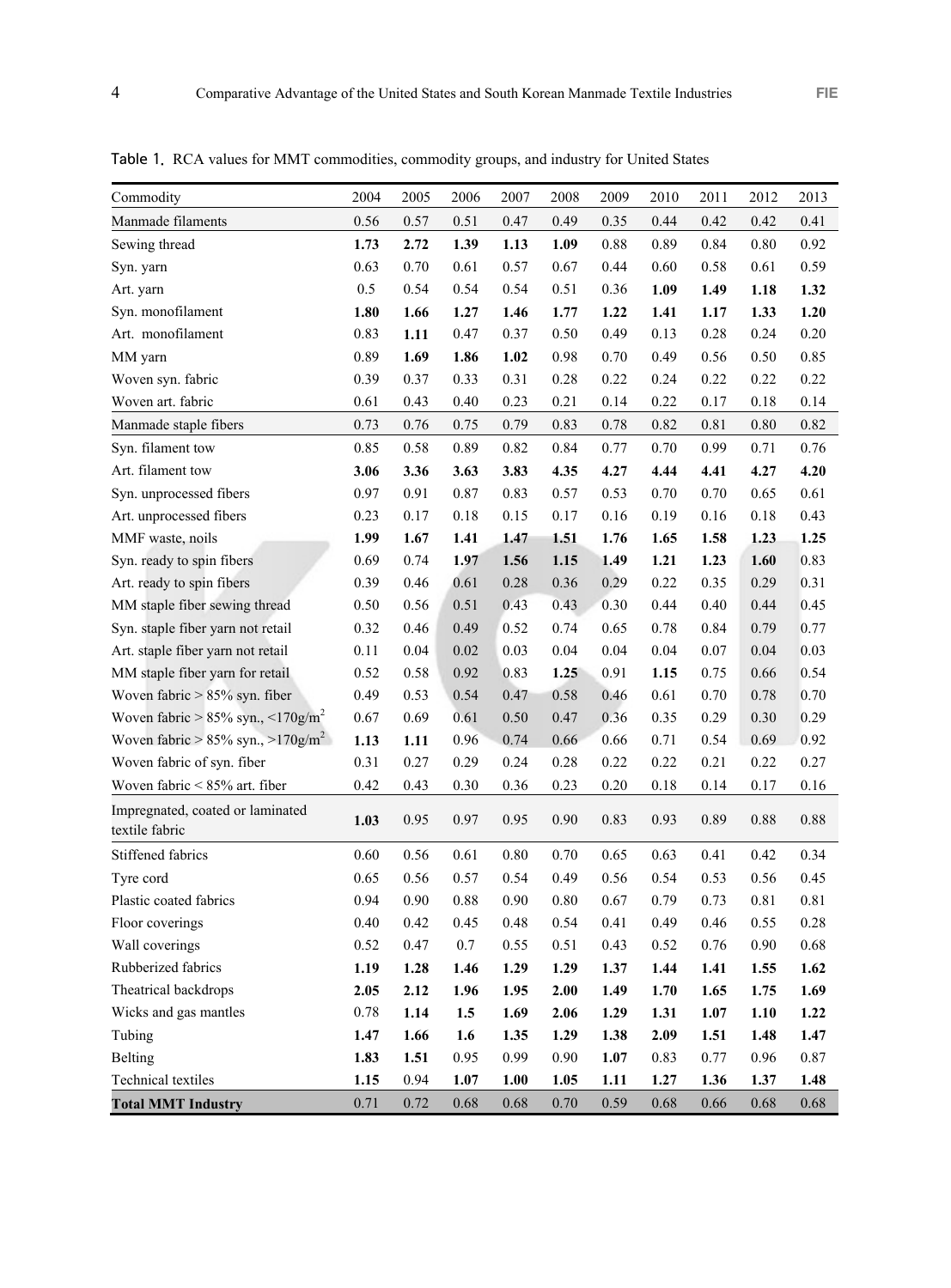Table 1. RCA values for MMT commodities, commodity groups, and industry for United States

| Commodity | 2004 | 2005 | 2006 | 2007 | 2008 | 2009 | 2010 | 2011 | 2012 | 2013 |
|---|---|---|---|---|---|---|---|---|---|---|
| Manmade filaments | 0.56 | 0.57 | 0.51 | 0.47 | 0.49 | 0.35 | 0.44 | 0.42 | 0.42 | 0.41 |
| Sewing thread | **1.73** | **2.72** | **1.39** | **1.13** | **1.09** | 0.88 | 0.89 | 0.84 | 0.80 | 0.92 |
| Syn. yarn | 0.63 | 0.70 | 0.61 | 0.57 | 0.67 | 0.44 | 0.60 | 0.58 | 0.61 | 0.59 |
| Art. yarn | 0.5 | 0.54 | 0.54 | 0.54 | 0.51 | 0.36 | **1.09** | **1.49** | **1.18** | **1.32** |
| Syn. monofilament | **1.80** | **1.66** | **1.27** | **1.46** | **1.77** | **1.22** | **1.41** | **1.17** | **1.33** | **1.20** |
| Art. monofilament | 0.83 | **1.11** | 0.47 | 0.37 | 0.50 | 0.49 | 0.13 | 0.28 | 0.24 | 0.20 |
| MM yarn | 0.89 | **1.69** | **1.86** | **1.02** | 0.98 | 0.70 | 0.49 | 0.56 | 0.50 | 0.85 |
| Woven syn. fabric | 0.39 | 0.37 | 0.33 | 0.31 | 0.28 | 0.22 | 0.24 | 0.22 | 0.22 | 0.22 |
| Woven art. fabric | 0.61 | 0.43 | 0.40 | 0.23 | 0.21 | 0.14 | 0.22 | 0.17 | 0.18 | 0.14 |
| Manmade staple fibers | 0.73 | 0.76 | 0.75 | 0.79 | 0.83 | 0.78 | 0.82 | 0.81 | 0.80 | 0.82 |
| Syn. filament tow | 0.85 | 0.58 | 0.89 | 0.82 | 0.84 | 0.77 | 0.70 | 0.99 | 0.71 | 0.76 |
| Art. filament tow | **3.06** | **3.36** | **3.63** | **3.83** | **4.35** | **4.27** | **4.44** | **4.41** | **4.27** | **4.20** |
| Syn. unprocessed fibers | 0.97 | 0.91 | 0.87 | 0.83 | 0.57 | 0.53 | 0.70 | 0.70 | 0.65 | 0.61 |
| Art. unprocessed fibers | 0.23 | 0.17 | 0.18 | 0.15 | 0.17 | 0.16 | 0.19 | 0.16 | 0.18 | 0.43 |
| MMF waste, noils | **1.99** | **1.67** | **1.41** | **1.47** | **1.51** | **1.76** | **1.65** | **1.58** | **1.23** | **1.25** |
| Syn. ready to spin fibers | 0.69 | 0.74 | **1.97** | **1.56** | **1.15** | **1.49** | **1.21** | **1.23** | **1.60** | 0.83 |
| Art. ready to spin fibers | 0.39 | 0.46 | 0.61 | 0.28 | 0.36 | 0.29 | 0.22 | 0.35 | 0.29 | 0.31 |
| MM staple fiber sewing thread | 0.50 | 0.56 | 0.51 | 0.43 | 0.43 | 0.30 | 0.44 | 0.40 | 0.44 | 0.45 |
| Syn. staple fiber yarn not retail | 0.32 | 0.46 | 0.49 | 0.52 | 0.74 | 0.65 | 0.78 | 0.84 | 0.79 | 0.77 |
| Art. staple fiber yarn not retail | 0.11 | 0.04 | 0.02 | 0.03 | 0.04 | 0.04 | 0.04 | 0.07 | 0.04 | 0.03 |
| MM staple fiber yarn for retail | 0.52 | 0.58 | 0.92 | 0.83 | **1.25** | 0.91 | **1.15** | 0.75 | 0.66 | 0.54 |
| Woven fabric > 85% syn. fiber | 0.49 | 0.53 | 0.54 | 0.47 | 0.58 | 0.46 | 0.61 | 0.70 | 0.78 | 0.70 |
| Woven fabric > 85% syn., <170g/m$^2$ | 0.67 | 0.69 | 0.61 | 0.50 | 0.47 | 0.36 | 0.35 | 0.29 | 0.30 | 0.29 |
| Woven fabric > 85% syn., >170g/m$^2$ | **1.13** | **1.11** | 0.96 | 0.74 | 0.66 | 0.66 | 0.71 | 0.54 | 0.69 | 0.92 |
| Woven fabric of syn. fiber | 0.31 | 0.27 | 0.29 | 0.24 | 0.28 | 0.22 | 0.22 | 0.21 | 0.22 | 0.27 |
| Woven fabric < 85% art. fiber | 0.42 | 0.43 | 0.30 | 0.36 | 0.23 | 0.20 | 0.18 | 0.14 | 0.17 | 0.16 |
| Impregnated, coated or laminated textile fabric | **1.03** | 0.95 | 0.97 | 0.95 | 0.90 | 0.83 | 0.93 | 0.89 | 0.88 | 0.88 |
| Stiffened fabrics | 0.60 | 0.56 | 0.61 | 0.80 | 0.70 | 0.65 | 0.63 | 0.41 | 0.42 | 0.34 |
| Tyre cord | 0.65 | 0.56 | 0.57 | 0.54 | 0.49 | 0.56 | 0.54 | 0.53 | 0.56 | 0.45 |
| Plastic coated fabrics | 0.94 | 0.90 | 0.88 | 0.90 | 0.80 | 0.67 | 0.79 | 0.73 | 0.81 | 0.81 |
| Floor coverings | 0.40 | 0.42 | 0.45 | 0.48 | 0.54 | 0.41 | 0.49 | 0.46 | 0.55 | 0.28 |
| Wall coverings | 0.52 | 0.47 | 0.7 | 0.55 | 0.51 | 0.43 | 0.52 | 0.76 | 0.90 | 0.68 |
| Rubberized fabrics | **1.19** | **1.28** | **1.46** | **1.29** | **1.29** | **1.37** | **1.44** | **1.41** | **1.55** | **1.62** |
| Theatrical backdrops | **2.05** | **2.12** | **1.96** | **1.95** | **2.00** | **1.49** | **1.70** | **1.65** | **1.75** | **1.69** |
| Wicks and gas mantles | 0.78 | **1.14** | **1.5** | **1.69** | **2.06** | **1.29** | **1.31** | **1.07** | **1.10** | **1.22** |
| Tubing | **1.47** | **1.66** | **1.6** | **1.35** | **1.29** | **1.38** | **2.09** | **1.51** | **1.48** | **1.47** |
| Belting | **1.83** | **1.51** | 0.95 | 0.99 | 0.90 | **1.07** | 0.83 | 0.77 | 0.96 | 0.87 |
| Technical textiles | **1.15** | 0.94 | **1.07** | **1.00** | **1.05** | **1.11** | **1.27** | **1.36** | **1.37** | **1.48** |
| **Total MMT Industry** | 0.71 | 0.72 | 0.68 | 0.68 | 0.70 | 0.59 | 0.68 | 0.66 | 0.68 | 0.68 |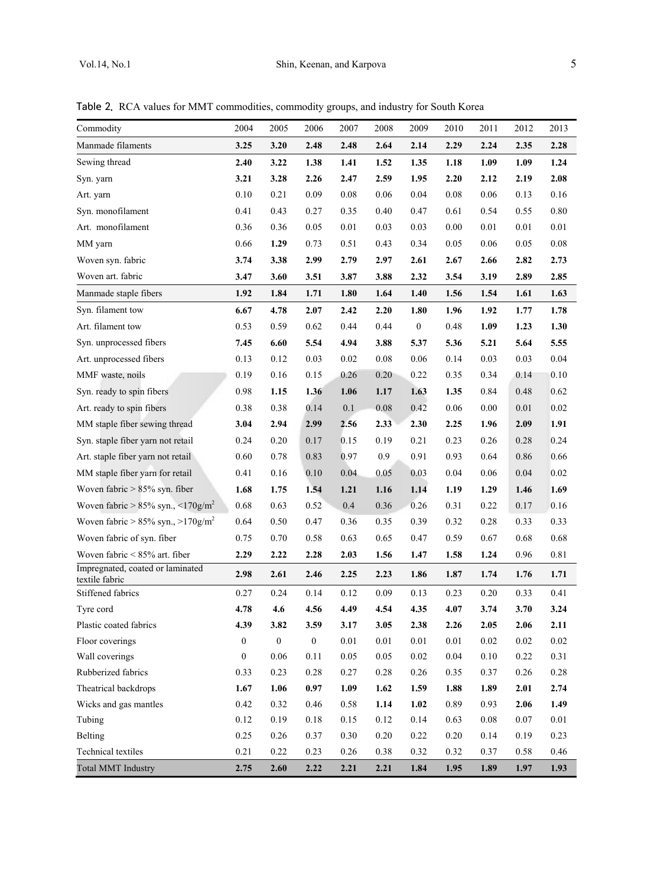Table 2. RCA values for MMT commodities, commodity groups, and industry for South Korea

| Commodity | 2004 | 2005 | 2006 | 2007 | 2008 | 2009 | 2010 | 2011 | 2012 | 2013 |
|---|---|---|---|---|---|---|---|---|---|---|
| Manmade filaments | **3.25** | **3.20** | **2.48** | **2.48** | **2.64** | **2.14** | **2.29** | **2.24** | **2.35** | **2.28** |
| Sewing thread | **2.40** | **3.22** | **1.38** | **1.41** | **1.52** | **1.35** | **1.18** | **1.09** | **1.09** | **1.24** |
| Syn. yarn | **3.21** | **3.28** | **2.26** | **2.47** | **2.59** | **1.95** | **2.20** | **2.12** | **2.19** | **2.08** |
| Art. yarn | 0.10 | 0.21 | 0.09 | 0.08 | 0.06 | 0.04 | 0.08 | 0.06 | 0.13 | 0.16 |
| Syn. monofilament | 0.41 | 0.43 | 0.27 | 0.35 | 0.40 | 0.47 | 0.61 | 0.54 | 0.55 | 0.80 |
| Art. monofilament | 0.36 | 0.36 | 0.05 | 0.01 | 0.03 | 0.03 | 0.00 | 0.01 | 0.01 | 0.01 |
| MM yarn | 0.66 | **1.29** | 0.73 | 0.51 | 0.43 | 0.34 | 0.05 | 0.06 | 0.05 | 0.08 |
| Woven syn. fabric | **3.74** | **3.38** | **2.99** | **2.79** | **2.97** | **2.61** | **2.67** | **2.66** | **2.82** | **2.73** |
| Woven art. fabric | **3.47** | **3.60** | **3.51** | **3.87** | **3.88** | **2.32** | **3.54** | **3.19** | **2.89** | **2.85** |
| Manmade staple fibers | **1.92** | **1.84** | **1.71** | **1.80** | **1.64** | **1.40** | **1.56** | **1.54** | **1.61** | **1.63** |
| Syn. filament tow | **6.67** | **4.78** | **2.07** | **2.42** | **2.20** | **1.80** | **1.96** | **1.92** | **1.77** | **1.78** |
| Art. filament tow | 0.53 | 0.59 | 0.62 | 0.44 | 0.44 | 0 | 0.48 | **1.09** | **1.23** | **1.30** |
| Syn. unprocessed fibers | **7.45** | **6.60** | **5.54** | **4.94** | **3.88** | **5.37** | **5.36** | **5.21** | **5.64** | **5.55** |
| Art. unprocessed fibers | 0.13 | 0.12 | 0.03 | 0.02 | 0.08 | 0.06 | 0.14 | 0.03 | 0.03 | 0.04 |
| MMF waste, noils | 0.19 | 0.16 | 0.15 | 0.26 | 0.20 | 0.22 | 0.35 | 0.34 | 0.14 | 0.10 |
| Syn. ready to spin fibers | 0.98 | **1.15** | **1.36** | **1.06** | **1.17** | **1.63** | **1.35** | 0.84 | 0.48 | 0.62 |
| Art. ready to spin fibers | 0.38 | 0.38 | 0.14 | 0.1 | 0.08 | 0.42 | 0.06 | 0.00 | 0.01 | 0.02 |
| MM staple fiber sewing thread | **3.04** | **2.94** | **2.99** | **2.56** | **2.33** | **2.30** | **2.25** | **1.96** | **2.09** | **1.91** |
| Syn. staple fiber yarn not retail | 0.24 | 0.20 | 0.17 | 0.15 | 0.19 | 0.21 | 0.23 | 0.26 | 0.28 | 0.24 |
| Art. staple fiber yarn not retail | 0.60 | 0.78 | 0.83 | 0.97 | 0.9 | 0.91 | 0.93 | 0.64 | 0.86 | 0.66 |
| MM staple fiber yarn for retail | 0.41 | 0.16 | 0.10 | 0.04 | 0.05 | 0.03 | 0.04 | 0.06 | 0.04 | 0.02 |
| Woven fabric > 85% syn. fiber | **1.68** | **1.75** | **1.54** | **1.21** | **1.16** | **1.14** | **1.19** | **1.29** | **1.46** | **1.69** |
| Woven fabric > 85% syn., <170g/m$^2$ | 0.68 | 0.63 | 0.52 | 0.4 | 0.36 | 0.26 | 0.31 | 0.22 | 0.17 | 0.16 |
| Woven fabric > 85% syn., >170g/m$^2$ | 0.64 | 0.50 | 0.47 | 0.36 | 0.35 | 0.39 | 0.32 | 0.28 | 0.33 | 0.33 |
| Woven fabric of syn. fiber | 0.75 | 0.70 | 0.58 | 0.63 | 0.65 | 0.47 | 0.59 | 0.67 | 0.68 | 0.68 |
| Woven fabric < 85% art. fiber | **2.29** | **2.22** | **2.28** | **2.03** | **1.56** | **1.47** | **1.58** | **1.24** | 0.96 | 0.81 |
| Impregnated, coated or laminated textile fabric | **2.98** | **2.61** | **2.46** | **2.25** | **2.23** | **1.86** | **1.87** | **1.74** | **1.76** | **1.71** |
| Stiffened fabrics | 0.27 | 0.24 | 0.14 | 0.12 | 0.09 | 0.13 | 0.23 | 0.20 | 0.33 | 0.41 |
| Tyre cord | **4.78** | **4.6** | **4.56** | **4.49** | **4.54** | **4.35** | **4.07** | **3.74** | **3.70** | **3.24** |
| Plastic coated fabrics | **4.39** | **3.82** | **3.59** | **3.17** | **3.05** | **2.38** | **2.26** | **2.05** | **2.06** | **2.11** |
| Floor coverings | 0 | 0 | 0 | 0.01 | 0.01 | 0.01 | 0.01 | 0.02 | 0.02 | 0.02 |
| Wall coverings | 0 | 0.06 | 0.11 | 0.05 | 0.05 | 0.02 | 0.04 | 0.10 | 0.22 | 0.31 |
| Rubberized fabrics | 0.33 | 0.23 | 0.28 | 0.27 | 0.28 | 0.26 | 0.35 | 0.37 | 0.26 | 0.28 |
| Theatrical backdrops | **1.67** | **1.06** | **0.97** | **1.09** | **1.62** | **1.59** | **1.88** | **1.89** | **2.01** | **2.74** |
| Wicks and gas mantles | 0.42 | 0.32 | 0.46 | 0.58 | **1.14** | **1.02** | 0.89 | 0.93 | **2.06** | **1.49** |
| Tubing | 0.12 | 0.19 | 0.18 | 0.15 | 0.12 | 0.14 | 0.63 | 0.08 | 0.07 | 0.01 |
| Belting | 0.25 | 0.26 | 0.37 | 0.30 | 0.20 | 0.22 | 0.20 | 0.14 | 0.19 | 0.23 |
| Technical textiles | 0.21 | 0.22 | 0.23 | 0.26 | 0.38 | 0.32 | 0.32 | 0.37 | 0.58 | 0.46 |
| Total MMT Industry | **2.75** | **2.60** | **2.22** | **2.21** | **2.21** | **1.84** | **1.95** | **1.89** | **1.97** | **1.93** |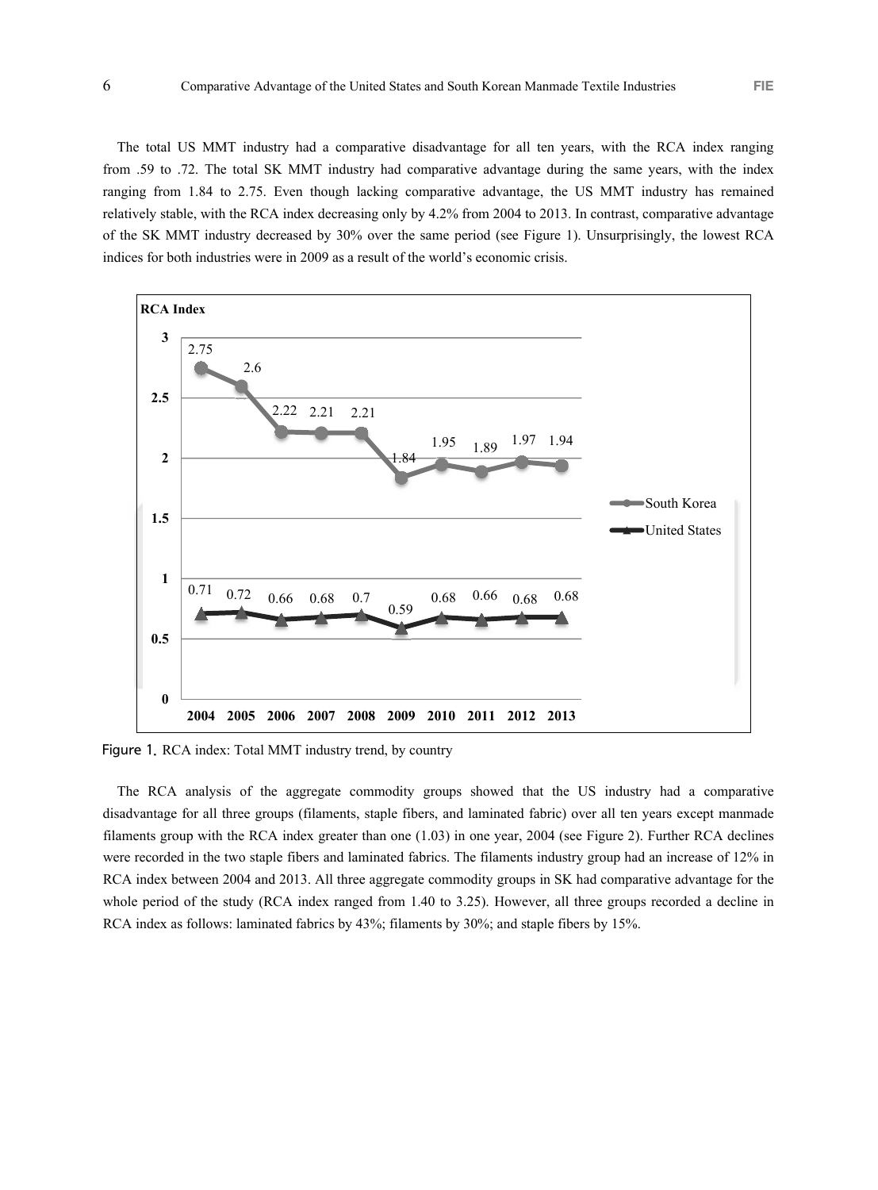The total US MMT industry had a comparative disadvantage for all ten years, with the RCA index ranging from .59 to .72. The total SK MMT industry had comparative advantage during the same years, with the index ranging from 1.84 to 2.75. Even though lacking comparative advantage, the US MMT industry has remained relatively stable, with the RCA index decreasing only by 4.2% from 2004 to 2013. In contrast, comparative advantage of the SK MMT industry decreased by 30% over the same period (see Figure 1). Unsurprisingly, the lowest RCA indices for both industries were in 2009 as a result of the world's economic crisis.

| Year | South Korea | United States |
|---|---|---|
| 2004 | 2.75 | 0.71 |
| 2005 | 2.6 | 0.72 |
| 2006 | 2.22 | 0.66 |
| 2007 | 2.21 | 0.68 |
| 2008 | 2.21 | 0.7 |
| 2009 | 1.84 | 0.59 |
| 2010 | 1.95 | 0.68 |
| 2011 | 1.89 | 0.66 |
| 2012 | 1.97 | 0.68 |
| 2013 | 1.94 | 0.68 |

Figure 1. RCA index: Total MMT industry trend, by country

The RCA analysis of the aggregate commodity groups showed that the US industry had a comparative disadvantage for all three groups (filaments, staple fibers, and laminated fabric) over all ten years except manmade filaments group with the RCA index greater than one (1.03) in one year, 2004 (see Figure 2). Further RCA declines were recorded in the two staple fibers and laminated fabrics. The filaments industry group had an increase of 12% in RCA index between 2004 and 2013. All three aggregate commodity groups in SK had comparative advantage for the whole period of the study (RCA index ranged from 1.40 to 3.25). However, all three groups recorded a decline in RCA index as follows: laminated fabrics by 43%; filaments by 30%; and staple fibers by 15%.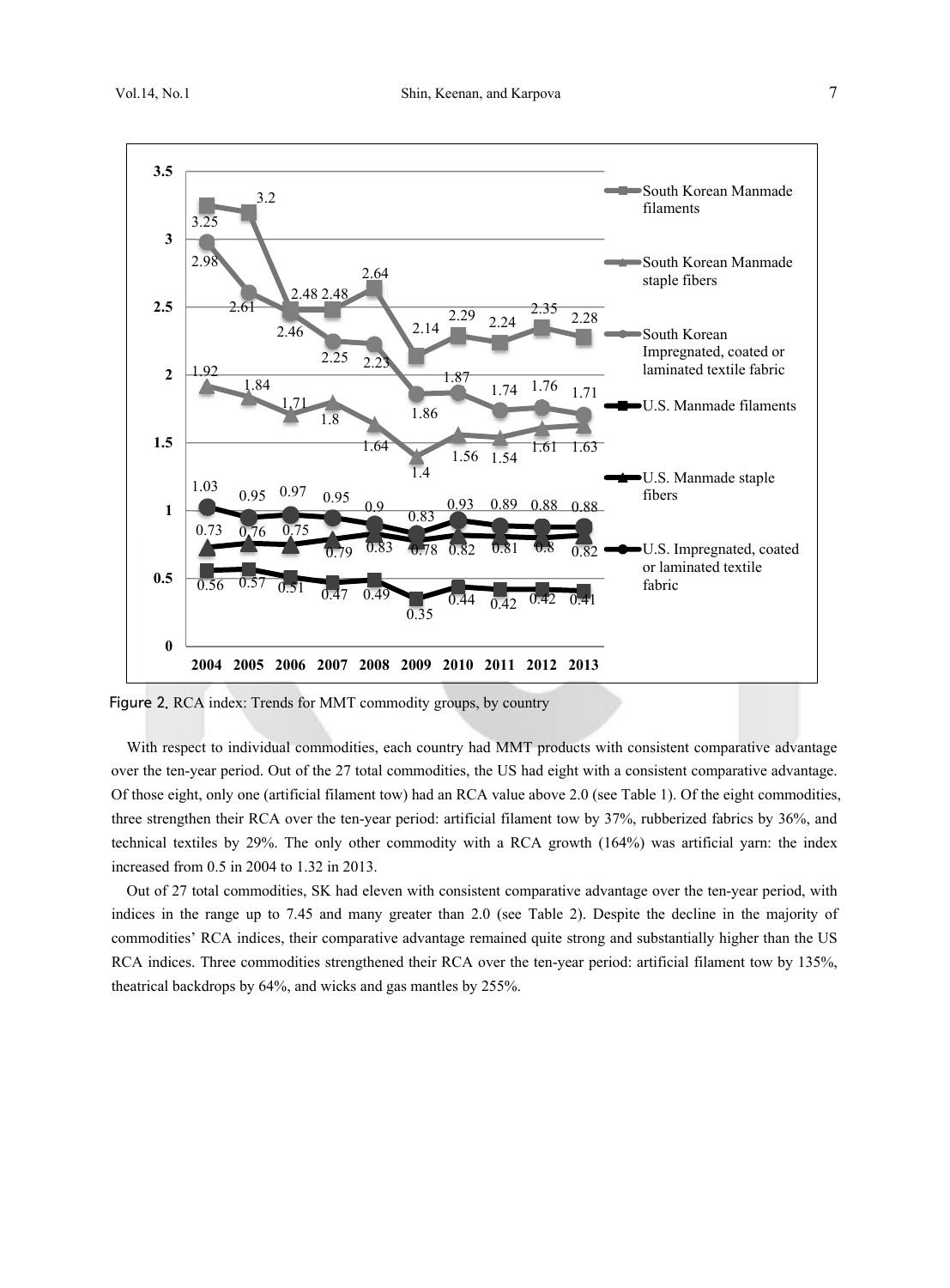Figure 2. RCA index: Trends for MMT commodity groups, by country

With respect to individual commodities, each country had MMT products with consistent comparative advantage over the ten-year period. Out of the 27 total commodities, the US had eight with a consistent comparative advantage. Of those eight, only one (artificial filament tow) had an RCA value above 2.0 (see Table 1). Of the eight commodities, three strengthen their RCA over the ten-year period: artificial filament tow by 37%, rubberized fabrics by 36%, and technical textiles by 29%. The only other commodity with a RCA growth (164%) was artificial yarn: the index increased from 0.5 in 2004 to 1.32 in 2013.

Out of 27 total commodities, SK had eleven with consistent comparative advantage over the ten-year period, with indices in the range up to 7.45 and many greater than 2.0 (see Table 2). Despite the decline in the majority of commodities' RCA indices, their comparative advantage remained quite strong and substantially higher than the US RCA indices. Three commodities strengthened their RCA over the ten-year period: artificial filament tow by 135%, theatrical backdrops by 64%, and wicks and gas mantles by 255%.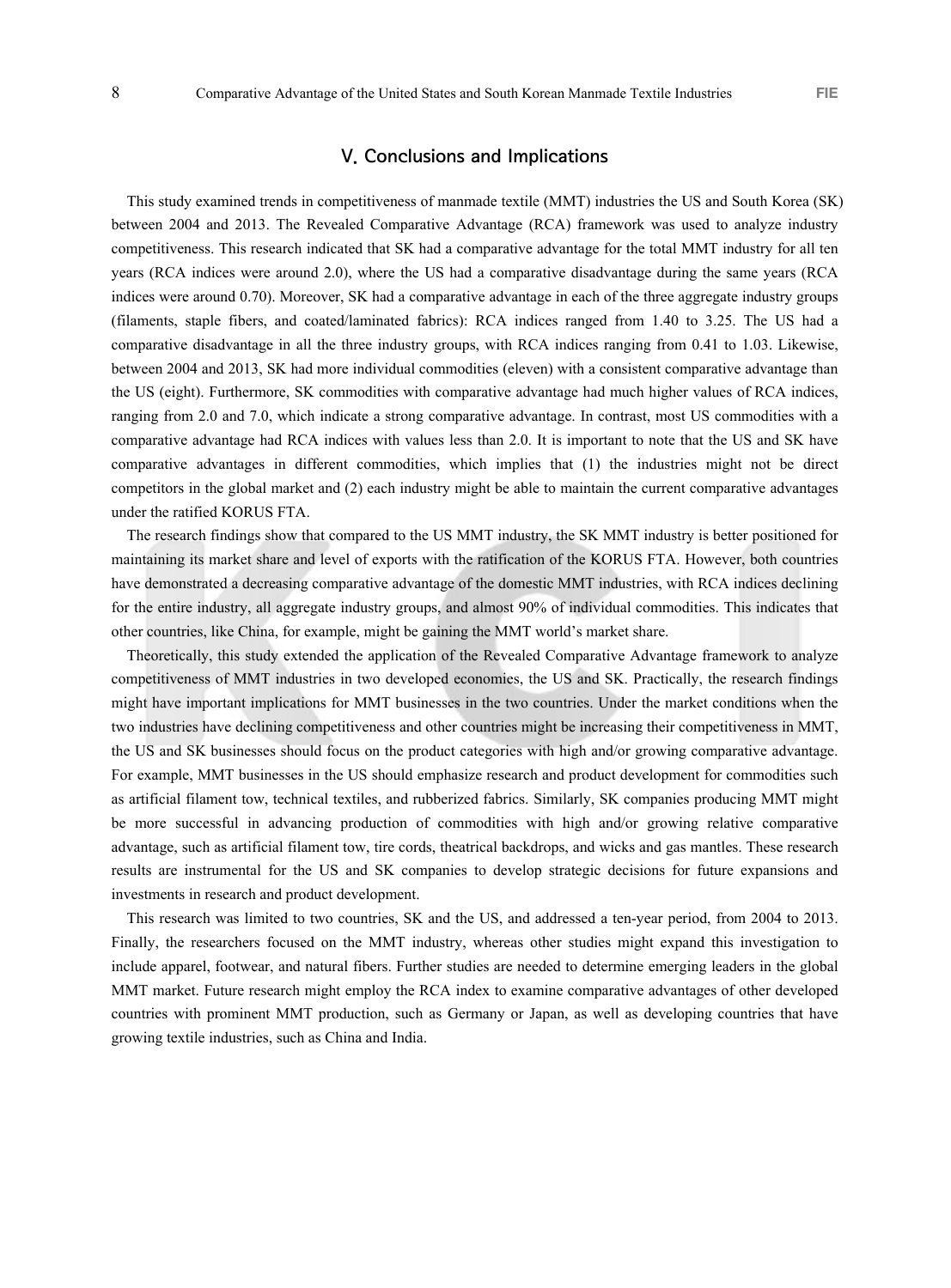## V. Conclusions and Implications

This study examined trends in competitiveness of manmade textile (MMT) industries the US and South Korea (SK) between 2004 and 2013. The Revealed Comparative Advantage (RCA) framework was used to analyze industry competitiveness. This research indicated that SK had a comparative advantage for the total MMT industry for all ten years (RCA indices were around 2.0), where the US had a comparative disadvantage during the same years (RCA indices were around 0.70). Moreover, SK had a comparative advantage in each of the three aggregate industry groups (filaments, staple fibers, and coated/laminated fabrics): RCA indices ranged from 1.40 to 3.25. The US had a comparative disadvantage in all the three industry groups, with RCA indices ranging from 0.41 to 1.03. Likewise, between 2004 and 2013, SK had more individual commodities (eleven) with a consistent comparative advantage than the US (eight). Furthermore, SK commodities with comparative advantage had much higher values of RCA indices, ranging from 2.0 and 7.0, which indicate a strong comparative advantage. In contrast, most US commodities with a comparative advantage had RCA indices with values less than 2.0. It is important to note that the US and SK have comparative advantages in different commodities, which implies that (1) the industries might not be direct competitors in the global market and (2) each industry might be able to maintain the current comparative advantages under the ratified KORUS FTA.

The research findings show that compared to the US MMT industry, the SK MMT industry is better positioned for maintaining its market share and level of exports with the ratification of the KORUS FTA. However, both countries have demonstrated a decreasing comparative advantage of the domestic MMT industries, with RCA indices declining for the entire industry, all aggregate industry groups, and almost 90% of individual commodities. This indicates that other countries, like China, for example, might be gaining the MMT world's market share.

Theoretically, this study extended the application of the Revealed Comparative Advantage framework to analyze competitiveness of MMT industries in two developed economies, the US and SK. Practically, the research findings might have important implications for MMT businesses in the two countries. Under the market conditions when the two industries have declining competitiveness and other countries might be increasing their competitiveness in MMT, the US and SK businesses should focus on the product categories with high and/or growing comparative advantage. For example, MMT businesses in the US should emphasize research and product development for commodities such as artificial filament tow, technical textiles, and rubberized fabrics. Similarly, SK companies producing MMT might be more successful in advancing production of commodities with high and/or growing relative comparative advantage, such as artificial filament tow, tire cords, theatrical backdrops, and wicks and gas mantles. These research results are instrumental for the US and SK companies to develop strategic decisions for future expansions and investments in research and product development.

This research was limited to two countries, SK and the US, and addressed a ten-year period, from 2004 to 2013. Finally, the researchers focused on the MMT industry, whereas other studies might expand this investigation to include apparel, footwear, and natural fibers. Further studies are needed to determine emerging leaders in the global MMT market. Future research might employ the RCA index to examine comparative advantages of other developed countries with prominent MMT production, such as Germany or Japan, as well as developing countries that have growing textile industries, such as China and India.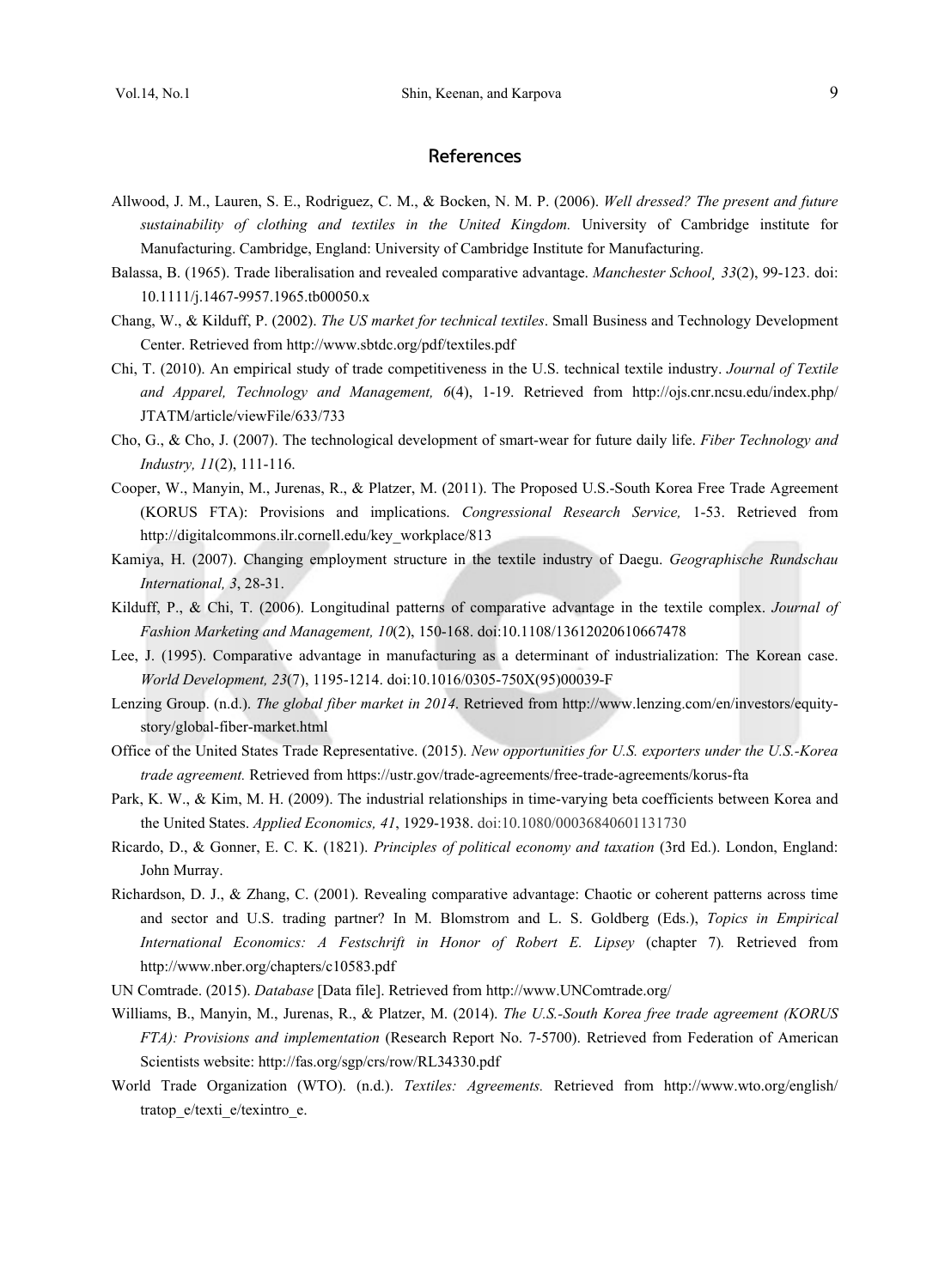## References

Allwood, J. M., Lauren, S. E., Rodriguez, C. M., & Bocken, N. M. P. (2006). *Well dressed? The present and future sustainability of clothing and textiles in the United Kingdom.* University of Cambridge institute for Manufacturing. Cambridge, England: University of Cambridge Institute for Manufacturing.

Balassa, B. (1965). Trade liberalisation and revealed comparative advantage. *Manchester School¸ 33*(2), 99-123. doi: 10.1111/j.1467-9957.1965.tb00050.x

Chang, W., & Kilduff, P. (2002). *The US market for technical textiles*. Small Business and Technology Development Center. Retrieved from http://www.sbtdc.org/pdf/textiles.pdf

Chi, T. (2010). An empirical study of trade competitiveness in the U.S. technical textile industry. *Journal of Textile and Apparel, Technology and Management, 6*(4), 1-19. Retrieved from http://ojs.cnr.ncsu.edu/index.php/JTATM/article/viewFile/633/733

Cho, G., & Cho, J. (2007). The technological development of smart-wear for future daily life. *Fiber Technology and Industry, 11*(2), 111-116.

Cooper, W., Manyin, M., Jurenas, R., & Platzer, M. (2011). The Proposed U.S.-South Korea Free Trade Agreement (KORUS FTA): Provisions and implications. *Congressional Research Service,* 1-53. Retrieved from http://digitalcommons.ilr.cornell.edu/key_workplace/813

Kamiya, H. (2007). Changing employment structure in the textile industry of Daegu. *Geographische Rundschau International, 3*, 28-31.

Kilduff, P., & Chi, T. (2006). Longitudinal patterns of comparative advantage in the textile complex. *Journal of Fashion Marketing and Management, 10*(2), 150-168. doi:10.1108/13612020610667478

Lee, J. (1995). Comparative advantage in manufacturing as a determinant of industrialization: The Korean case. *World Development, 23*(7), 1195-1214. doi:10.1016/0305-750X(95)00039-F

Lenzing Group. (n.d.). *The global fiber market in 2014*. Retrieved from http://www.lenzing.com/en/investors/equity-story/global-fiber-market.html

Office of the United States Trade Representative. (2015). *New opportunities for U.S. exporters under the U.S.-Korea trade agreement.* Retrieved from https://ustr.gov/trade-agreements/free-trade-agreements/korus-fta

Park, K. W., & Kim, M. H. (2009). The industrial relationships in time-varying beta coefficients between Korea and the United States. *Applied Economics, 41*, 1929-1938. doi:10.1080/00036840601131730

Ricardo, D., & Gonner, E. C. K. (1821). *Principles of political economy and taxation* (3rd Ed.). London, England: John Murray.

Richardson, D. J., & Zhang, C. (2001). Revealing comparative advantage: Chaotic or coherent patterns across time and sector and U.S. trading partner? In M. Blomstrom and L. S. Goldberg (Eds.), *Topics in Empirical International Economics: A Festschrift in Honor of Robert E. Lipsey* (chapter 7). Retrieved from http://www.nber.org/chapters/c10583.pdf

UN Comtrade. (2015). *Database* [Data file]. Retrieved from http://www.UNComtrade.org/

Williams, B., Manyin, M., Jurenas, R., & Platzer, M. (2014). *The U.S.-South Korea free trade agreement (KORUS FTA): Provisions and implementation* (Research Report No. 7-5700). Retrieved from Federation of American Scientists website: http://fas.org/sgp/crs/row/RL34330.pdf

World Trade Organization (WTO). (n.d.). *Textiles: Agreements.* Retrieved from http://www.wto.org/english/tratop_e/texti_e/texintro_e.